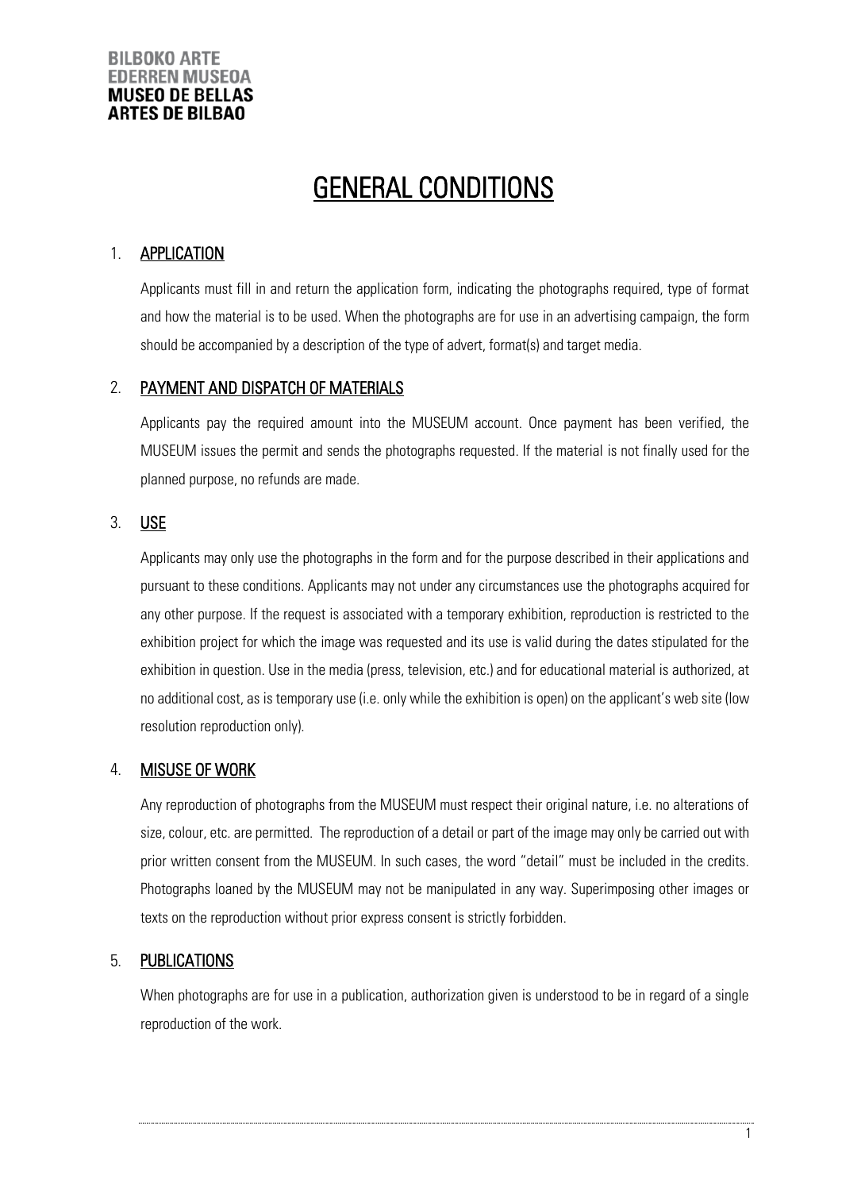BILBOKO ARTE
EDERREN MUSEOA
**MUSEO DE BELLAS**
**ARTES DE BILBAO**

# GENERAL CONDITIONS

## 1. APPLICATION

Applicants must fill in and return the application form, indicating the photographs required, type of format and how the material is to be used. When the photographs are for use in an advertising campaign, the form should be accompanied by a description of the type of advert, format(s) and target media.

## 2. PAYMENT AND DISPATCH OF MATERIALS

Applicants pay the required amount into the MUSEUM account. Once payment has been verified, the MUSEUM issues the permit and sends the photographs requested. If the material is not finally used for the planned purpose, no refunds are made.

## 3. USE

Applicants may only use the photographs in the form and for the purpose described in their applications and pursuant to these conditions. Applicants may not under any circumstances use the photographs acquired for any other purpose. If the request is associated with a temporary exhibition, reproduction is restricted to the exhibition project for which the image was requested and its use is valid during the dates stipulated for the exhibition in question. Use in the media (press, television, etc.) and for educational material is authorized, at no additional cost, as is temporary use (i.e. only while the exhibition is open) on the applicant's web site (low resolution reproduction only).

## 4. MISUSE OF WORK

Any reproduction of photographs from the MUSEUM must respect their original nature, i.e. no alterations of size, colour, etc. are permitted. The reproduction of a detail or part of the image may only be carried out with prior written consent from the MUSEUM. In such cases, the word "detail" must be included in the credits. Photographs loaned by the MUSEUM may not be manipulated in any way. Superimposing other images or texts on the reproduction without prior express consent is strictly forbidden.

## 5. PUBLICATIONS

When photographs are for use in a publication, authorization given is understood to be in regard of a single reproduction of the work.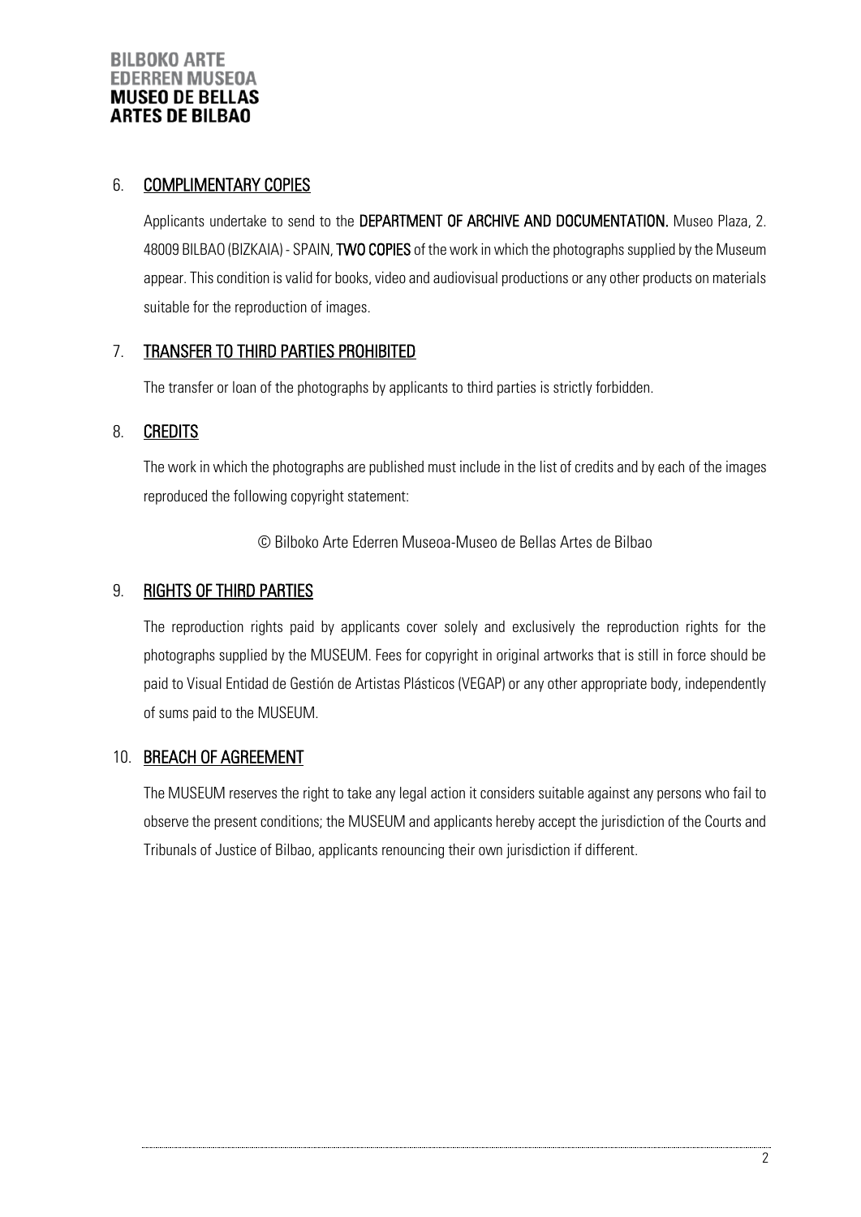## 6. COMPLIMENTARY COPIES

Applicants undertake to send to the **DEPARTMENT OF ARCHIVE AND DOCUMENTATION.** Museo Plaza, 2. 48009 BILBAO (BIZKAIA) - SPAIN, **TWO COPIES** of the work in which the photographs supplied by the Museum appear. This condition is valid for books, video and audiovisual productions or any other products on materials suitable for the reproduction of images.

## 7. TRANSFER TO THIRD PARTIES PROHIBITED

The transfer or loan of the photographs by applicants to third parties is strictly forbidden.

## 8. CREDITS

The work in which the photographs are published must include in the list of credits and by each of the images reproduced the following copyright statement:

© Bilboko Arte Ederren Museoa-Museo de Bellas Artes de Bilbao

## 9. RIGHTS OF THIRD PARTIES

The reproduction rights paid by applicants cover solely and exclusively the reproduction rights for the photographs supplied by the MUSEUM. Fees for copyright in original artworks that is still in force should be paid to Visual Entidad de Gestión de Artistas Plásticos (VEGAP) or any other appropriate body, independently of sums paid to the MUSEUM.

## 10. BREACH OF AGREEMENT

The MUSEUM reserves the right to take any legal action it considers suitable against any persons who fail to observe the present conditions; the MUSEUM and applicants hereby accept the jurisdiction of the Courts and Tribunals of Justice of Bilbao, applicants renouncing their own jurisdiction if different.